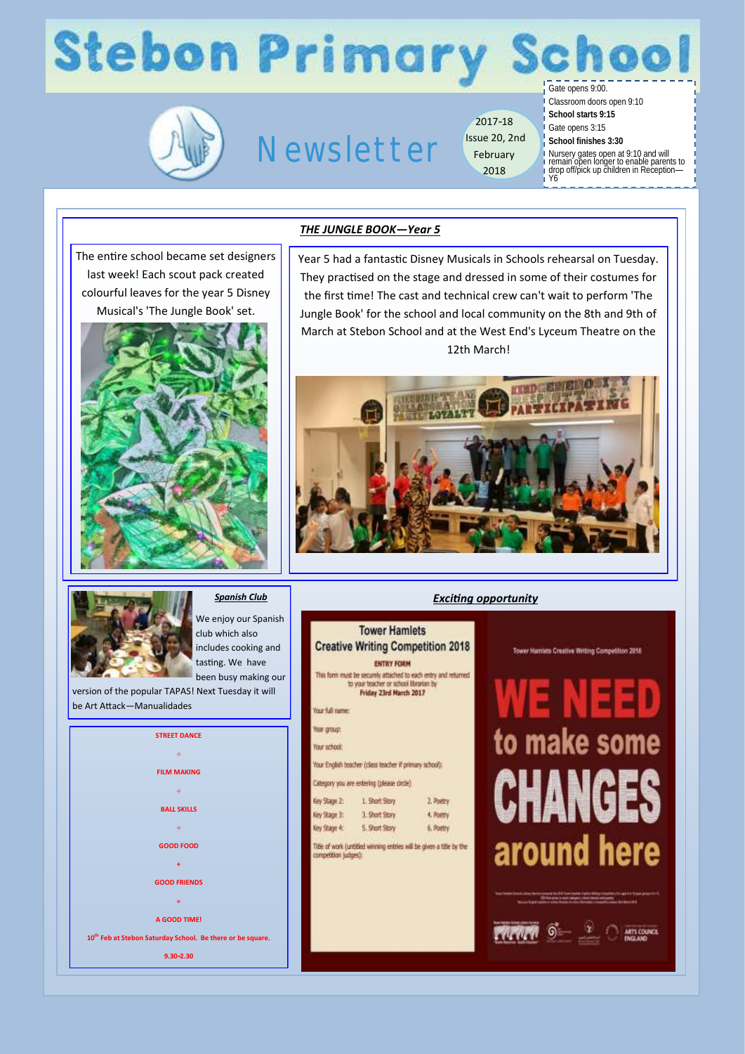# Stebon Primary School

## Newsletter

2017-18 Issue 20, 2nd February 2018

Gate opens 9:00.
Classroom doors open 9:10
**School starts 9:15**
Gate opens 3:15
**School finishes 3:30**
Nursery gates open at 9:10 and will remain open longer to enable parents to drop off/pick up children in Reception—Y6

### ***THE JUNGLE BOOK—Year 5***

The entire school became set designers last week! Each scout pack created colourful leaves for the year 5 Disney Musical's 'The Jungle Book' set.

Year 5 had a fantastic Disney Musicals in Schools rehearsal on Tuesday. They practised on the stage and dressed in some of their costumes for the first time! The cast and technical crew can't wait to perform 'The Jungle Book' for the school and local community on the 8th and 9th of March at Stebon School and at the West End's Lyceum Theatre on the 12th March!

### ***Spanish Club***

We enjoy our Spanish club which also includes cooking and tasting. We have been busy making our version of the popular TAPAS! Next Tuesday it will be Art Attack—Manualidades

**STREET DANCE**

+

**FILM MAKING**

+

**BALL SKILLS**

+

**GOOD FOOD**

+

**GOOD FRIENDS**

=

**A GOOD TIME!**

**10th Feb at Stebon Saturday School. Be there or be square.**

**9.30-2.30**

### ***Exciting opportunity***

**Tower Hamlets Creative Writing Competition 2018**

**ENTRY FORM**

This form must be securely attached to each entry and returned to your teacher or school librarian by **Friday 23rd March 2017**

Your full name:

Year group:

Your school:

Your English teacher (class teacher if primary school):

Category you are entering (please circle)

| | | |
|---|---|---|
| Key Stage 2: | 1. Short Story | 2. Poetry |
| Key Stage 3: | 3. Short Story | 4. Poetry |
| Key Stage 4: | 5. Short Story | 6. Poetry |

Title of work (untitled winning entries will be given a title by the competition judges):

Tower Hamlets Creative Writing Competition 2018

**WE NEED to make some CHANGES around here**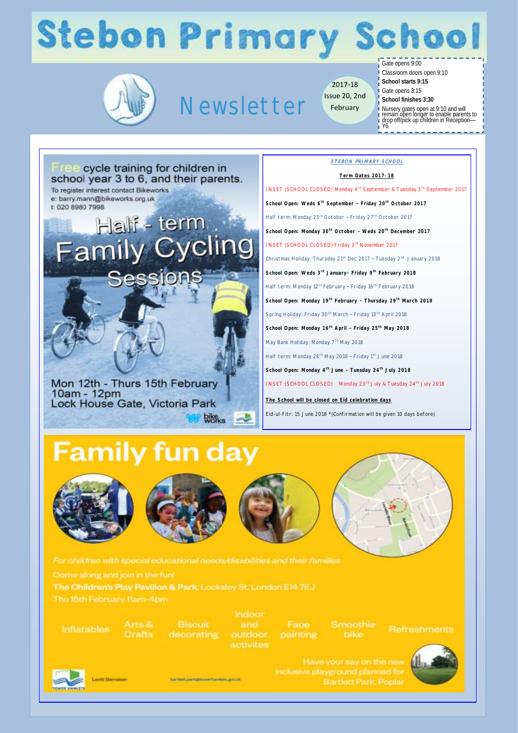# Stebon Primary School

## Newsletter

2017-18 Issue 20, 2nd February

Gate opens 9:00
Classroom doors open 9:10
**School starts 9:15**
Gate opens 3:15
**School finishes 3:30**
Nursery gates open at 9:10 and will remain open longer to enable parents to drop off/pick up children in Reception—Y6

Free cycle training for children in school year 3 to 6, and their parents.
To register interest contact Bikeworks
e: barry.mann@bikeworks.org.uk
t: 020 8980 7998

## Half - term Family Cycling Sessions

Mon 12th - Thurs 15th February
10am - 12pm
Lock House Gate, Victoria Park

bike works

***STEBON PRIMARY SCHOOL***

**Term Dates 2017-18**

INSET (SCHOOL CLOSED) Monday 4th September & Tuesday 5th September 2017

**School Open: Weds 6th September – Friday 20th October 2017**

Half term: Monday 23rd October – Friday 27th October 2017

**School Open: Monday 30th October – Weds 20th December 2017**

INSET (SCHOOL CLOSED) Friday 3rd November 2017

Christmas Holiday: Thursday 21st Dec 2017 – Tuesday 2nd January 2018

**School Open: Weds 3rd January– Friday 9th February 2018**

Half term: Monday 12th February – Friday 16th February 2018

**School Open: Monday 19th February – Thursday 29th March 2018**

Spring Holiday: Friday 30th March – Friday 13th April 2018

**School Open: Monday 16th April – Friday 25th May 2018**

May Bank Holiday: Monday 7th May 2018

Half term: Monday 28th May 2018 – Friday 1st June 2018

**School Open: Monday 4th June – Tuesday 24th July 2018**

INSET (SCHOOL CLOSED) Monday 23rd July & Tuesday 24th July 2018

**The School will be closed on Eid celebration days**

Eid-ul-Fitr: 15 June 2018 *(Confirmation will be given 10 days before)

## Family fun day

*For children with special educational needs/disabilities and their families*

Come along and join in the fun!

**The Children's Play Pavilion & Park**, Locksley St, London E14 7EJ

Thu 15th February 11am-4pm

Inflatables | Arts & Crafts | Biscuit decorating | Indoor and outdoor activites | Face painting | Smoothie bike | Refreshments

Have your say on the new inclusive playground planned for Bartlett Park, Poplar

Tower Hamlets | Lovitt Bernstein | bartlett.park@towerhamlets.gov.uk